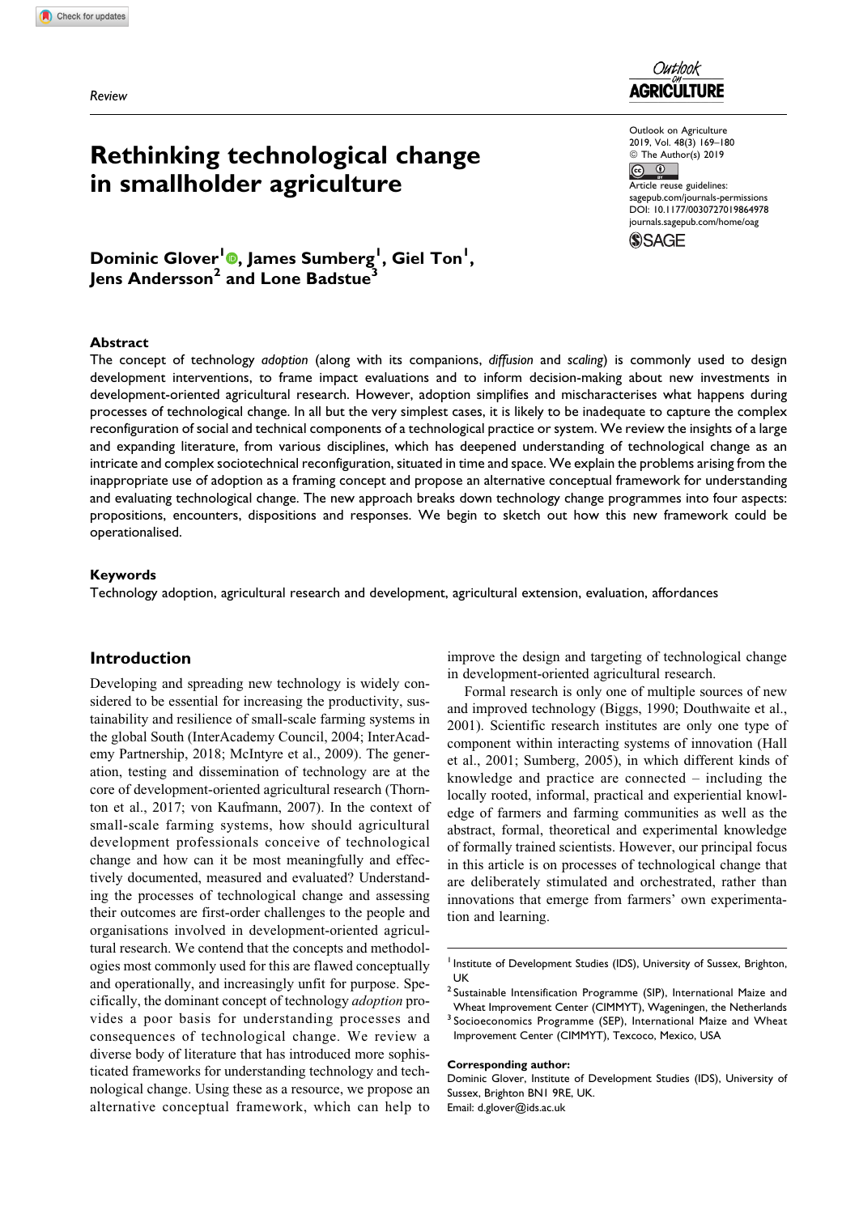*Review*

# Rethinking technological change in smallholder agriculture

**Dominic Glover[1], James Sumberg[1], Giel Ton[1], Jens Andersson[2] and Lone Badstue[3]**

Outlook on Agriculture
2019, Vol. 48(3) 169–180
© The Author(s) 2019
Article reuse guidelines:
sagepub.com/journals-permissions
DOI: 10.1177/0030727019864978
journals.sagepub.com/home/oag

## Abstract

The concept of technology *adoption* (along with its companions, *diffusion* and *scaling*) is commonly used to design development interventions, to frame impact evaluations and to inform decision-making about new investments in development-oriented agricultural research. However, adoption simplifies and mischaracterises what happens during processes of technological change. In all but the very simplest cases, it is likely to be inadequate to capture the complex reconfiguration of social and technical components of a technological practice or system. We review the insights of a large and expanding literature, from various disciplines, which has deepened understanding of technological change as an intricate and complex sociotechnical reconfiguration, situated in time and space. We explain the problems arising from the inappropriate use of adoption as a framing concept and propose an alternative conceptual framework for understanding and evaluating technological change. The new approach breaks down technology change programmes into four aspects: propositions, encounters, dispositions and responses. We begin to sketch out how this new framework could be operationalised.

## Keywords

Technology adoption, agricultural research and development, agricultural extension, evaluation, affordances

## Introduction

Developing and spreading new technology is widely considered to be essential for increasing the productivity, sustainability and resilience of small-scale farming systems in the global South (InterAcademy Council, 2004; InterAcademy Partnership, 2018; McIntyre et al., 2009). The generation, testing and dissemination of technology are at the core of development-oriented agricultural research (Thornton et al., 2017; von Kaufmann, 2007). In the context of small-scale farming systems, how should agricultural development professionals conceive of technological change and how can it be most meaningfully and effectively documented, measured and evaluated? Understanding the processes of technological change and assessing their outcomes are first-order challenges to the people and organisations involved in development-oriented agricultural research. We contend that the concepts and methodologies most commonly used for this are flawed conceptually and operationally, and increasingly unfit for purpose. Specifically, the dominant concept of technology *adoption* provides a poor basis for understanding processes and consequences of technological change. We review a diverse body of literature that has introduced more sophisticated frameworks for understanding technology and technological change. Using these as a resource, we propose an alternative conceptual framework, which can help to improve the design and targeting of technological change in development-oriented agricultural research.

Formal research is only one of multiple sources of new and improved technology (Biggs, 1990; Douthwaite et al., 2001). Scientific research institutes are only one type of component within interacting systems of innovation (Hall et al., 2001; Sumberg, 2005), in which different kinds of knowledge and practice are connected – including the locally rooted, informal, practical and experiential knowledge of farmers and farming communities as well as the abstract, formal, theoretical and experimental knowledge of formally trained scientists. However, our principal focus in this article is on processes of technological change that are deliberately stimulated and orchestrated, rather than innovations that emerge from farmers' own experimentation and learning.

---

[1] Institute of Development Studies (IDS), University of Sussex, Brighton, UK
[2] Sustainable Intensification Programme (SIP), International Maize and Wheat Improvement Center (CIMMYT), Wageningen, the Netherlands
[3] Socioeconomics Programme (SEP), International Maize and Wheat Improvement Center (CIMMYT), Texcoco, Mexico, USA

**Corresponding author:**
Dominic Glover, Institute of Development Studies (IDS), University of Sussex, Brighton BN1 9RE, UK.
Email: d.glover@ids.ac.uk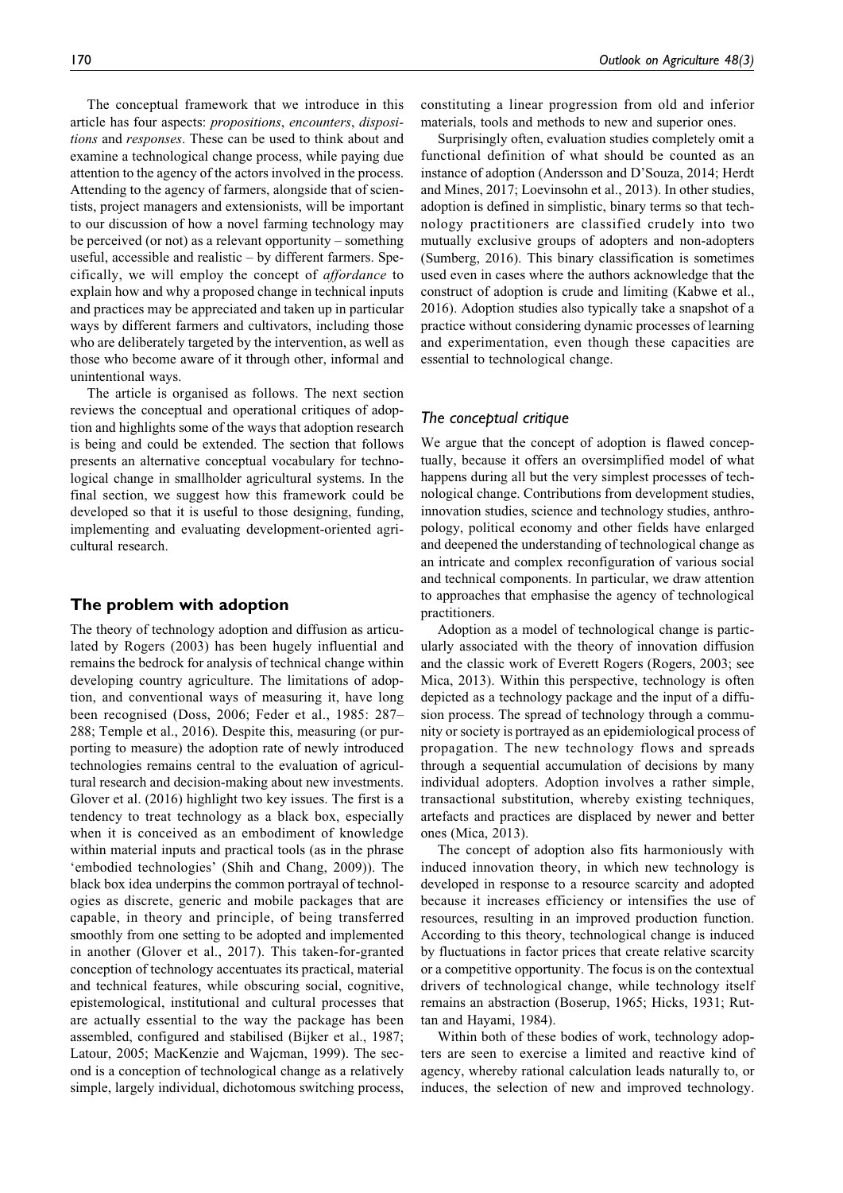The conceptual framework that we introduce in this article has four aspects: *propositions*, *encounters*, *dispositions* and *responses*. These can be used to think about and examine a technological change process, while paying due attention to the agency of the actors involved in the process. Attending to the agency of farmers, alongside that of scientists, project managers and extensionists, will be important to our discussion of how a novel farming technology may be perceived (or not) as a relevant opportunity – something useful, accessible and realistic – by different farmers. Specifically, we will employ the concept of *affordance* to explain how and why a proposed change in technical inputs and practices may be appreciated and taken up in particular ways by different farmers and cultivators, including those who are deliberately targeted by the intervention, as well as those who become aware of it through other, informal and unintentional ways.

The article is organised as follows. The next section reviews the conceptual and operational critiques of adoption and highlights some of the ways that adoption research is being and could be extended. The section that follows presents an alternative conceptual vocabulary for technological change in smallholder agricultural systems. In the final section, we suggest how this framework could be developed so that it is useful to those designing, funding, implementing and evaluating development-oriented agricultural research.

## The problem with adoption

The theory of technology adoption and diffusion as articulated by Rogers (2003) has been hugely influential and remains the bedrock for analysis of technical change within developing country agriculture. The limitations of adoption, and conventional ways of measuring it, have long been recognised (Doss, 2006; Feder et al., 1985: 287–288; Temple et al., 2016). Despite this, measuring (or purporting to measure) the adoption rate of newly introduced technologies remains central to the evaluation of agricultural research and decision-making about new investments. Glover et al. (2016) highlight two key issues. The first is a tendency to treat technology as a black box, especially when it is conceived as an embodiment of knowledge within material inputs and practical tools (as in the phrase 'embodied technologies' (Shih and Chang, 2009)). The black box idea underpins the common portrayal of technologies as discrete, generic and mobile packages that are capable, in theory and principle, of being transferred smoothly from one setting to be adopted and implemented in another (Glover et al., 2017). This taken-for-granted conception of technology accentuates its practical, material and technical features, while obscuring social, cognitive, epistemological, institutional and cultural processes that are actually essential to the way the package has been assembled, configured and stabilised (Bijker et al., 1987; Latour, 2005; MacKenzie and Wajcman, 1999). The second is a conception of technological change as a relatively simple, largely individual, dichotomous switching process, constituting a linear progression from old and inferior materials, tools and methods to new and superior ones.

Surprisingly often, evaluation studies completely omit a functional definition of what should be counted as an instance of adoption (Andersson and D'Souza, 2014; Herdt and Mines, 2017; Loevinsohn et al., 2013). In other studies, adoption is defined in simplistic, binary terms so that technology practitioners are classified crudely into two mutually exclusive groups of adopters and non-adopters (Sumberg, 2016). This binary classification is sometimes used even in cases where the authors acknowledge that the construct of adoption is crude and limiting (Kabwe et al., 2016). Adoption studies also typically take a snapshot of a practice without considering dynamic processes of learning and experimentation, even though these capacities are essential to technological change.

### The conceptual critique

We argue that the concept of adoption is flawed conceptually, because it offers an oversimplified model of what happens during all but the very simplest processes of technological change. Contributions from development studies, innovation studies, science and technology studies, anthropology, political economy and other fields have enlarged and deepened the understanding of technological change as an intricate and complex reconfiguration of various social and technical components. In particular, we draw attention to approaches that emphasise the agency of technological practitioners.

Adoption as a model of technological change is particularly associated with the theory of innovation diffusion and the classic work of Everett Rogers (Rogers, 2003; see Mica, 2013). Within this perspective, technology is often depicted as a technology package and the input of a diffusion process. The spread of technology through a community or society is portrayed as an epidemiological process of propagation. The new technology flows and spreads through a sequential accumulation of decisions by many individual adopters. Adoption involves a rather simple, transactional substitution, whereby existing techniques, artefacts and practices are displaced by newer and better ones (Mica, 2013).

The concept of adoption also fits harmoniously with induced innovation theory, in which new technology is developed in response to a resource scarcity and adopted because it increases efficiency or intensifies the use of resources, resulting in an improved production function. According to this theory, technological change is induced by fluctuations in factor prices that create relative scarcity or a competitive opportunity. The focus is on the contextual drivers of technological change, while technology itself remains an abstraction (Boserup, 1965; Hicks, 1931; Ruttan and Hayami, 1984).

Within both of these bodies of work, technology adopters are seen to exercise a limited and reactive kind of agency, whereby rational calculation leads naturally to, or induces, the selection of new and improved technology.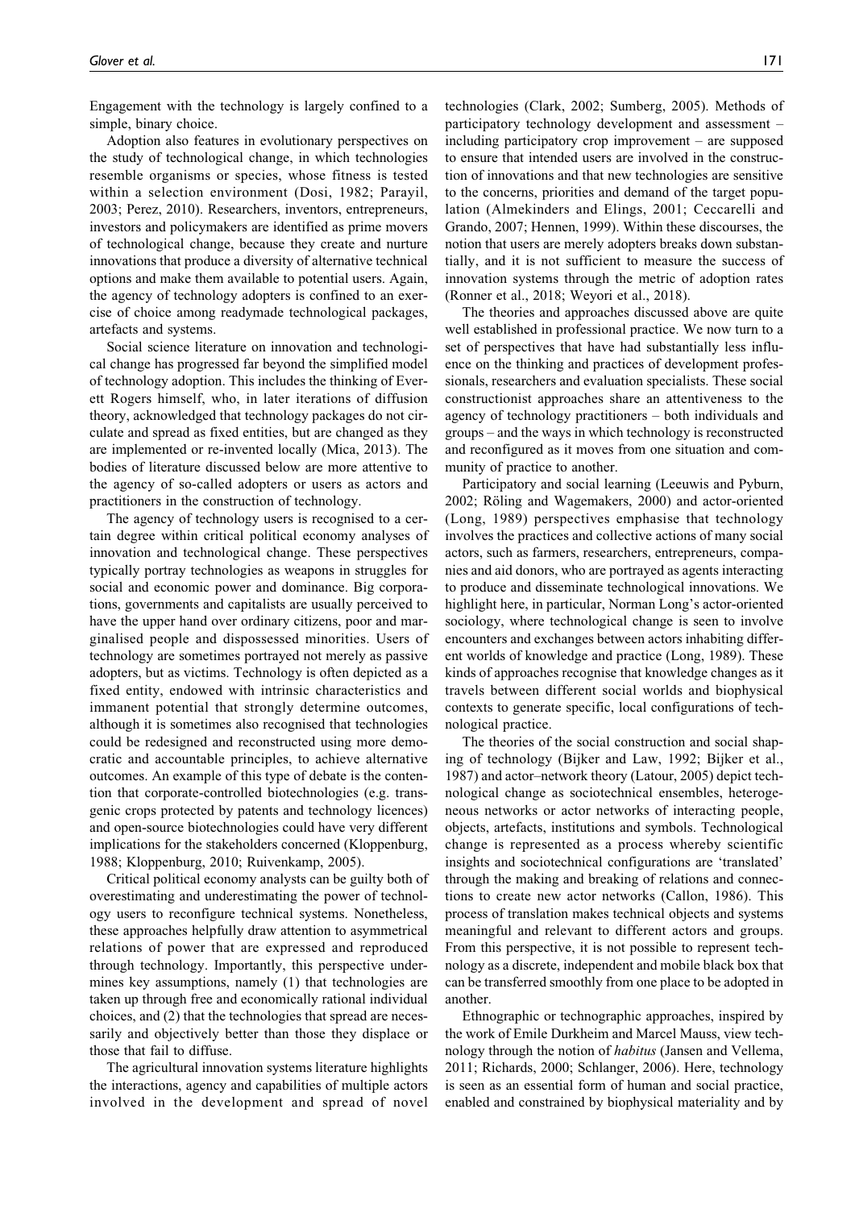Engagement with the technology is largely confined to a simple, binary choice.

Adoption also features in evolutionary perspectives on the study of technological change, in which technologies resemble organisms or species, whose fitness is tested within a selection environment (Dosi, 1982; Parayil, 2003; Perez, 2010). Researchers, inventors, entrepreneurs, investors and policymakers are identified as prime movers of technological change, because they create and nurture innovations that produce a diversity of alternative technical options and make them available to potential users. Again, the agency of technology adopters is confined to an exercise of choice among readymade technological packages, artefacts and systems.

Social science literature on innovation and technological change has progressed far beyond the simplified model of technology adoption. This includes the thinking of Everett Rogers himself, who, in later iterations of diffusion theory, acknowledged that technology packages do not circulate and spread as fixed entities, but are changed as they are implemented or re-invented locally (Mica, 2013). The bodies of literature discussed below are more attentive to the agency of so-called adopters or users as actors and practitioners in the construction of technology.

The agency of technology users is recognised to a certain degree within critical political economy analyses of innovation and technological change. These perspectives typically portray technologies as weapons in struggles for social and economic power and dominance. Big corporations, governments and capitalists are usually perceived to have the upper hand over ordinary citizens, poor and marginalised people and dispossessed minorities. Users of technology are sometimes portrayed not merely as passive adopters, but as victims. Technology is often depicted as a fixed entity, endowed with intrinsic characteristics and immanent potential that strongly determine outcomes, although it is sometimes also recognised that technologies could be redesigned and reconstructed using more democratic and accountable principles, to achieve alternative outcomes. An example of this type of debate is the contention that corporate-controlled biotechnologies (e.g. transgenic crops protected by patents and technology licences) and open-source biotechnologies could have very different implications for the stakeholders concerned (Kloppenburg, 1988; Kloppenburg, 2010; Ruivenkamp, 2005).

Critical political economy analysts can be guilty both of overestimating and underestimating the power of technology users to reconfigure technical systems. Nonetheless, these approaches helpfully draw attention to asymmetrical relations of power that are expressed and reproduced through technology. Importantly, this perspective undermines key assumptions, namely (1) that technologies are taken up through free and economically rational individual choices, and (2) that the technologies that spread are necessarily and objectively better than those they displace or those that fail to diffuse.

The agricultural innovation systems literature highlights the interactions, agency and capabilities of multiple actors involved in the development and spread of novel technologies (Clark, 2002; Sumberg, 2005). Methods of participatory technology development and assessment – including participatory crop improvement – are supposed to ensure that intended users are involved in the construction of innovations and that new technologies are sensitive to the concerns, priorities and demand of the target population (Almekinders and Elings, 2001; Ceccarelli and Grando, 2007; Hennen, 1999). Within these discourses, the notion that users are merely adopters breaks down substantially, and it is not sufficient to measure the success of innovation systems through the metric of adoption rates (Ronner et al., 2018; Weyori et al., 2018).

The theories and approaches discussed above are quite well established in professional practice. We now turn to a set of perspectives that have had substantially less influence on the thinking and practices of development professionals, researchers and evaluation specialists. These social constructionist approaches share an attentiveness to the agency of technology practitioners – both individuals and groups – and the ways in which technology is reconstructed and reconfigured as it moves from one situation and community of practice to another.

Participatory and social learning (Leeuwis and Pyburn, 2002; Röling and Wagemakers, 2000) and actor-oriented (Long, 1989) perspectives emphasise that technology involves the practices and collective actions of many social actors, such as farmers, researchers, entrepreneurs, companies and aid donors, who are portrayed as agents interacting to produce and disseminate technological innovations. We highlight here, in particular, Norman Long's actor-oriented sociology, where technological change is seen to involve encounters and exchanges between actors inhabiting different worlds of knowledge and practice (Long, 1989). These kinds of approaches recognise that knowledge changes as it travels between different social worlds and biophysical contexts to generate specific, local configurations of technological practice.

The theories of the social construction and social shaping of technology (Bijker and Law, 1992; Bijker et al., 1987) and actor–network theory (Latour, 2005) depict technological change as sociotechnical ensembles, heterogeneous networks or actor networks of interacting people, objects, artefacts, institutions and symbols. Technological change is represented as a process whereby scientific insights and sociotechnical configurations are 'translated' through the making and breaking of relations and connections to create new actor networks (Callon, 1986). This process of translation makes technical objects and systems meaningful and relevant to different actors and groups. From this perspective, it is not possible to represent technology as a discrete, independent and mobile black box that can be transferred smoothly from one place to be adopted in another.

Ethnographic or technographic approaches, inspired by the work of Emile Durkheim and Marcel Mauss, view technology through the notion of *habitus* (Jansen and Vellema, 2011; Richards, 2000; Schlanger, 2006). Here, technology is seen as an essential form of human and social practice, enabled and constrained by biophysical materiality and by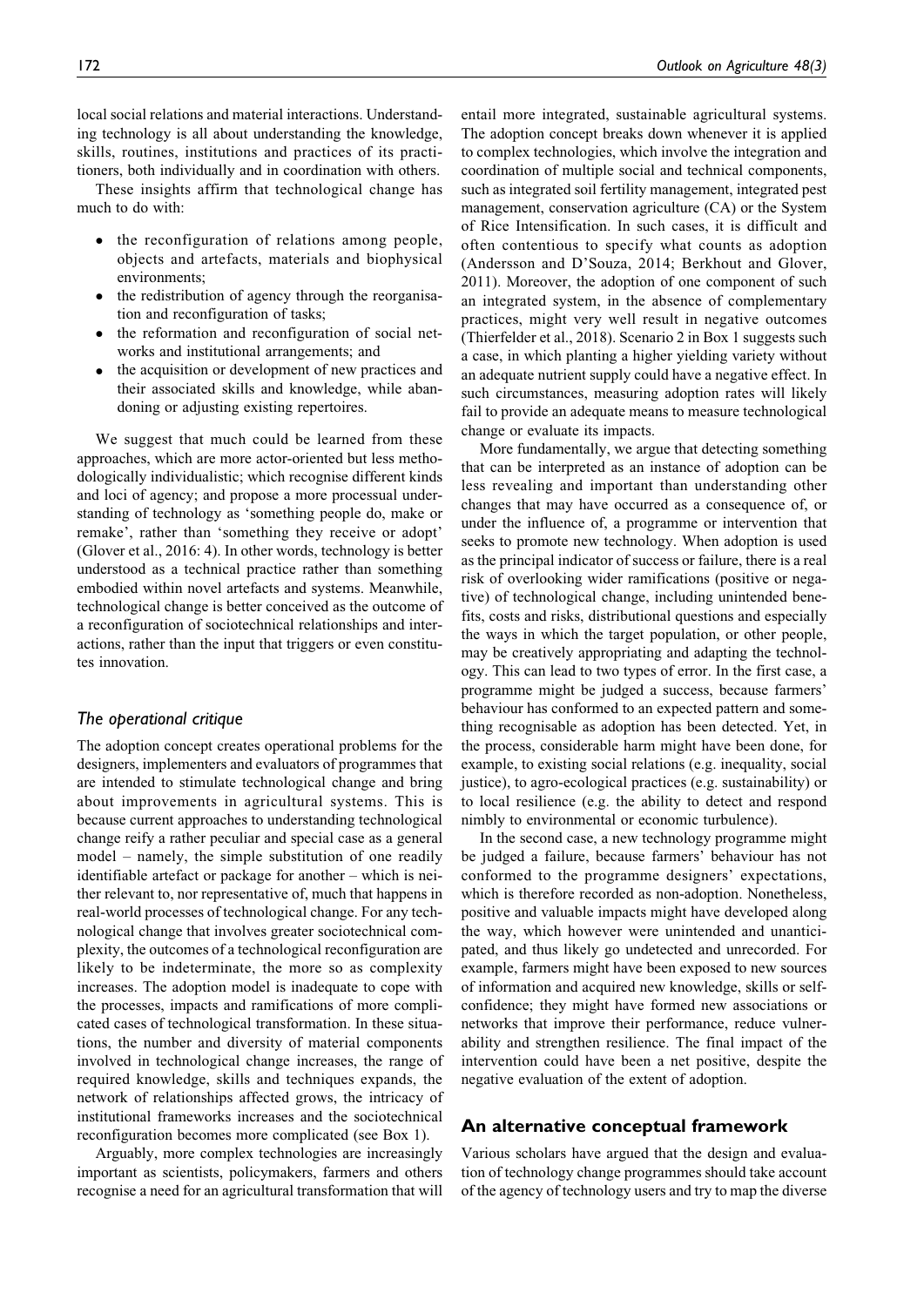local social relations and material interactions. Understanding technology is all about understanding the knowledge, skills, routines, institutions and practices of its practitioners, both individually and in coordination with others.

These insights affirm that technological change has much to do with:

- the reconfiguration of relations among people, objects and artefacts, materials and biophysical environments;
- the redistribution of agency through the reorganisation and reconfiguration of tasks;
- the reformation and reconfiguration of social networks and institutional arrangements; and
- the acquisition or development of new practices and their associated skills and knowledge, while abandoning or adjusting existing repertoires.

We suggest that much could be learned from these approaches, which are more actor-oriented but less methodologically individualistic; which recognise different kinds and loci of agency; and propose a more processual understanding of technology as 'something people do, make or remake', rather than 'something they receive or adopt' (Glover et al., 2016: 4). In other words, technology is better understood as a technical practice rather than something embodied within novel artefacts and systems. Meanwhile, technological change is better conceived as the outcome of a reconfiguration of sociotechnical relationships and interactions, rather than the input that triggers or even constitutes innovation.

### *The operational critique*

The adoption concept creates operational problems for the designers, implementers and evaluators of programmes that are intended to stimulate technological change and bring about improvements in agricultural systems. This is because current approaches to understanding technological change reify a rather peculiar and special case as a general model – namely, the simple substitution of one readily identifiable artefact or package for another – which is neither relevant to, nor representative of, much that happens in real-world processes of technological change. For any technological change that involves greater sociotechnical complexity, the outcomes of a technological reconfiguration are likely to be indeterminate, the more so as complexity increases. The adoption model is inadequate to cope with the processes, impacts and ramifications of more complicated cases of technological transformation. In these situations, the number and diversity of material components involved in technological change increases, the range of required knowledge, skills and techniques expands, the network of relationships affected grows, the intricacy of institutional frameworks increases and the sociotechnical reconfiguration becomes more complicated (see Box 1).

Arguably, more complex technologies are increasingly important as scientists, policymakers, farmers and others recognise a need for an agricultural transformation that will entail more integrated, sustainable agricultural systems. The adoption concept breaks down whenever it is applied to complex technologies, which involve the integration and coordination of multiple social and technical components, such as integrated soil fertility management, integrated pest management, conservation agriculture (CA) or the System of Rice Intensification. In such cases, it is difficult and often contentious to specify what counts as adoption (Andersson and D'Souza, 2014; Berkhout and Glover, 2011). Moreover, the adoption of one component of such an integrated system, in the absence of complementary practices, might very well result in negative outcomes (Thierfelder et al., 2018). Scenario 2 in Box 1 suggests such a case, in which planting a higher yielding variety without an adequate nutrient supply could have a negative effect. In such circumstances, measuring adoption rates will likely fail to provide an adequate means to measure technological change or evaluate its impacts.

More fundamentally, we argue that detecting something that can be interpreted as an instance of adoption can be less revealing and important than understanding other changes that may have occurred as a consequence of, or under the influence of, a programme or intervention that seeks to promote new technology. When adoption is used as the principal indicator of success or failure, there is a real risk of overlooking wider ramifications (positive or negative) of technological change, including unintended benefits, costs and risks, distributional questions and especially the ways in which the target population, or other people, may be creatively appropriating and adapting the technology. This can lead to two types of error. In the first case, a programme might be judged a success, because farmers' behaviour has conformed to an expected pattern and something recognisable as adoption has been detected. Yet, in the process, considerable harm might have been done, for example, to existing social relations (e.g. inequality, social justice), to agro-ecological practices (e.g. sustainability) or to local resilience (e.g. the ability to detect and respond nimbly to environmental or economic turbulence).

In the second case, a new technology programme might be judged a failure, because farmers' behaviour has not conformed to the programme designers' expectations, which is therefore recorded as non-adoption. Nonetheless, positive and valuable impacts might have developed along the way, which however were unintended and unanticipated, and thus likely go undetected and unrecorded. For example, farmers might have been exposed to new sources of information and acquired new knowledge, skills or self-confidence; they might have formed new associations or networks that improve their performance, reduce vulnerability and strengthen resilience. The final impact of the intervention could have been a net positive, despite the negative evaluation of the extent of adoption.

## An alternative conceptual framework

Various scholars have argued that the design and evaluation of technology change programmes should take account of the agency of technology users and try to map the diverse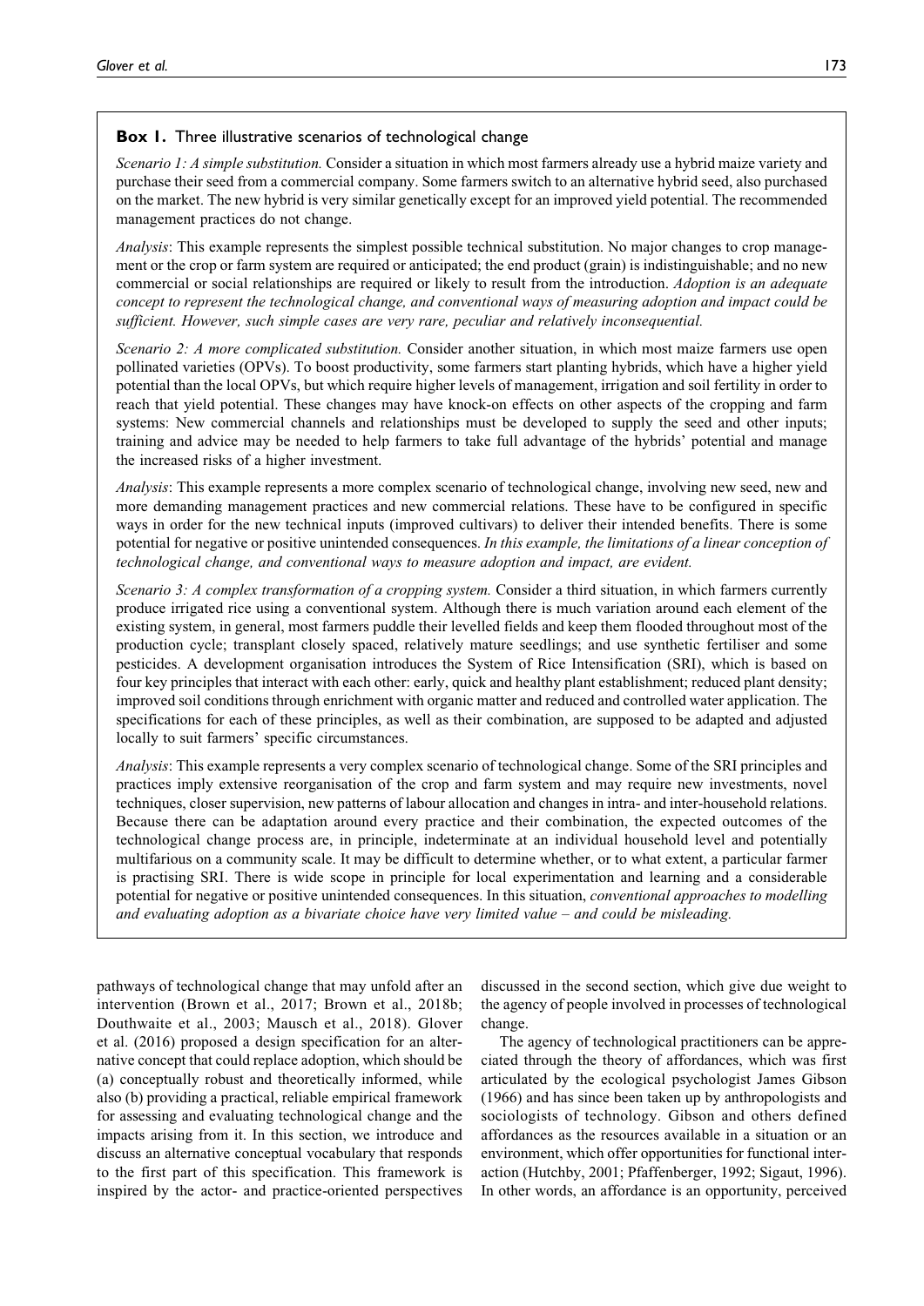**Box 1.** Three illustrative scenarios of technological change

*Scenario 1: A simple substitution.* Consider a situation in which most farmers already use a hybrid maize variety and purchase their seed from a commercial company. Some farmers switch to an alternative hybrid seed, also purchased on the market. The new hybrid is very similar genetically except for an improved yield potential. The recommended management practices do not change.

*Analysis*: This example represents the simplest possible technical substitution. No major changes to crop management or the crop or farm system are required or anticipated; the end product (grain) is indistinguishable; and no new commercial or social relationships are required or likely to result from the introduction. *Adoption is an adequate concept to represent the technological change, and conventional ways of measuring adoption and impact could be sufficient. However, such simple cases are very rare, peculiar and relatively inconsequential.*

*Scenario 2: A more complicated substitution.* Consider another situation, in which most maize farmers use open pollinated varieties (OPVs). To boost productivity, some farmers start planting hybrids, which have a higher yield potential than the local OPVs, but which require higher levels of management, irrigation and soil fertility in order to reach that yield potential. These changes may have knock-on effects on other aspects of the cropping and farm systems: New commercial channels and relationships must be developed to supply the seed and other inputs; training and advice may be needed to help farmers to take full advantage of the hybrids' potential and manage the increased risks of a higher investment.

*Analysis*: This example represents a more complex scenario of technological change, involving new seed, new and more demanding management practices and new commercial relations. These have to be configured in specific ways in order for the new technical inputs (improved cultivars) to deliver their intended benefits. There is some potential for negative or positive unintended consequences. *In this example, the limitations of a linear conception of technological change, and conventional ways to measure adoption and impact, are evident.*

*Scenario 3: A complex transformation of a cropping system.* Consider a third situation, in which farmers currently produce irrigated rice using a conventional system. Although there is much variation around each element of the existing system, in general, most farmers puddle their levelled fields and keep them flooded throughout most of the production cycle; transplant closely spaced, relatively mature seedlings; and use synthetic fertiliser and some pesticides. A development organisation introduces the System of Rice Intensification (SRI), which is based on four key principles that interact with each other: early, quick and healthy plant establishment; reduced plant density; improved soil conditions through enrichment with organic matter and reduced and controlled water application. The specifications for each of these principles, as well as their combination, are supposed to be adapted and adjusted locally to suit farmers' specific circumstances.

*Analysis*: This example represents a very complex scenario of technological change. Some of the SRI principles and practices imply extensive reorganisation of the crop and farm system and may require new investments, novel techniques, closer supervision, new patterns of labour allocation and changes in intra- and inter-household relations. Because there can be adaptation around every practice and their combination, the expected outcomes of the technological change process are, in principle, indeterminate at an individual household level and potentially multifarious on a community scale. It may be difficult to determine whether, or to what extent, a particular farmer is practising SRI. There is wide scope in principle for local experimentation and learning and a considerable potential for negative or positive unintended consequences. In this situation, *conventional approaches to modelling and evaluating adoption as a bivariate choice have very limited value – and could be misleading.*

pathways of technological change that may unfold after an intervention (Brown et al., 2017; Brown et al., 2018b; Douthwaite et al., 2003; Mausch et al., 2018). Glover et al. (2016) proposed a design specification for an alternative concept that could replace adoption, which should be (a) conceptually robust and theoretically informed, while also (b) providing a practical, reliable empirical framework for assessing and evaluating technological change and the impacts arising from it. In this section, we introduce and discuss an alternative conceptual vocabulary that responds to the first part of this specification. This framework is inspired by the actor- and practice-oriented perspectives discussed in the second section, which give due weight to the agency of people involved in processes of technological change.

The agency of technological practitioners can be appreciated through the theory of affordances, which was first articulated by the ecological psychologist James Gibson (1966) and has since been taken up by anthropologists and sociologists of technology. Gibson and others defined affordances as the resources available in a situation or an environment, which offer opportunities for functional interaction (Hutchby, 2001; Pfaffenberger, 1992; Sigaut, 1996). In other words, an affordance is an opportunity, perceived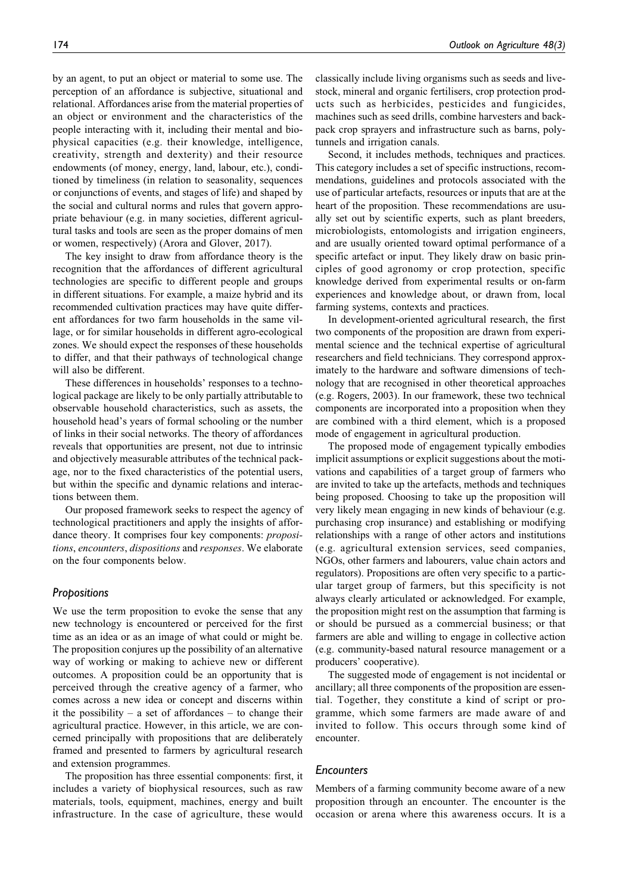by an agent, to put an object or material to some use. The perception of an affordance is subjective, situational and relational. Affordances arise from the material properties of an object or environment and the characteristics of the people interacting with it, including their mental and biophysical capacities (e.g. their knowledge, intelligence, creativity, strength and dexterity) and their resource endowments (of money, energy, land, labour, etc.), conditioned by timeliness (in relation to seasonality, sequences or conjunctions of events, and stages of life) and shaped by the social and cultural norms and rules that govern appropriate behaviour (e.g. in many societies, different agricultural tasks and tools are seen as the proper domains of men or women, respectively) (Arora and Glover, 2017).

The key insight to draw from affordance theory is the recognition that the affordances of different agricultural technologies are specific to different people and groups in different situations. For example, a maize hybrid and its recommended cultivation practices may have quite different affordances for two farm households in the same village, or for similar households in different agro-ecological zones. We should expect the responses of these households to differ, and that their pathways of technological change will also be different.

These differences in households' responses to a technological package are likely to be only partially attributable to observable household characteristics, such as assets, the household head's years of formal schooling or the number of links in their social networks. The theory of affordances reveals that opportunities are present, not due to intrinsic and objectively measurable attributes of the technical package, nor to the fixed characteristics of the potential users, but within the specific and dynamic relations and interactions between them.

Our proposed framework seeks to respect the agency of technological practitioners and apply the insights of affordance theory. It comprises four key components: *propositions*, *encounters*, *dispositions* and *responses*. We elaborate on the four components below.

### Propositions

We use the term proposition to evoke the sense that any new technology is encountered or perceived for the first time as an idea or as an image of what could or might be. The proposition conjures up the possibility of an alternative way of working or making to achieve new or different outcomes. A proposition could be an opportunity that is perceived through the creative agency of a farmer, who comes across a new idea or concept and discerns within it the possibility – a set of affordances – to change their agricultural practice. However, in this article, we are concerned principally with propositions that are deliberately framed and presented to farmers by agricultural research and extension programmes.

The proposition has three essential components: first, it includes a variety of biophysical resources, such as raw materials, tools, equipment, machines, energy and built infrastructure. In the case of agriculture, these would classically include living organisms such as seeds and livestock, mineral and organic fertilisers, crop protection products such as herbicides, pesticides and fungicides, machines such as seed drills, combine harvesters and backpack crop sprayers and infrastructure such as barns, polytunnels and irrigation canals.

Second, it includes methods, techniques and practices. This category includes a set of specific instructions, recommendations, guidelines and protocols associated with the use of particular artefacts, resources or inputs that are at the heart of the proposition. These recommendations are usually set out by scientific experts, such as plant breeders, microbiologists, entomologists and irrigation engineers, and are usually oriented toward optimal performance of a specific artefact or input. They likely draw on basic principles of good agronomy or crop protection, specific knowledge derived from experimental results or on-farm experiences and knowledge about, or drawn from, local farming systems, contexts and practices.

In development-oriented agricultural research, the first two components of the proposition are drawn from experimental science and the technical expertise of agricultural researchers and field technicians. They correspond approximately to the hardware and software dimensions of technology that are recognised in other theoretical approaches (e.g. Rogers, 2003). In our framework, these two technical components are incorporated into a proposition when they are combined with a third element, which is a proposed mode of engagement in agricultural production.

The proposed mode of engagement typically embodies implicit assumptions or explicit suggestions about the motivations and capabilities of a target group of farmers who are invited to take up the artefacts, methods and techniques being proposed. Choosing to take up the proposition will very likely mean engaging in new kinds of behaviour (e.g. purchasing crop insurance) and establishing or modifying relationships with a range of other actors and institutions (e.g. agricultural extension services, seed companies, NGOs, other farmers and labourers, value chain actors and regulators). Propositions are often very specific to a particular target group of farmers, but this specificity is not always clearly articulated or acknowledged. For example, the proposition might rest on the assumption that farming is or should be pursued as a commercial business; or that farmers are able and willing to engage in collective action (e.g. community-based natural resource management or a producers' cooperative).

The suggested mode of engagement is not incidental or ancillary; all three components of the proposition are essential. Together, they constitute a kind of script or programme, which some farmers are made aware of and invited to follow. This occurs through some kind of encounter.

### Encounters

Members of a farming community become aware of a new proposition through an encounter. The encounter is the occasion or arena where this awareness occurs. It is a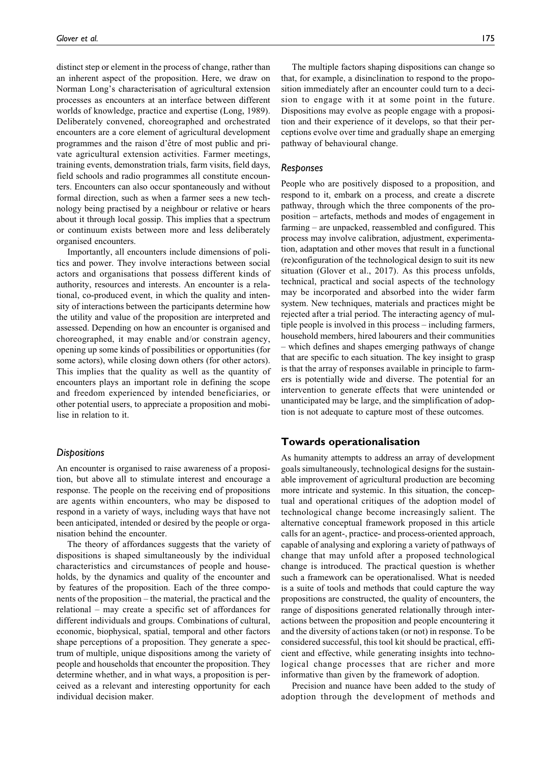distinct step or element in the process of change, rather than an inherent aspect of the proposition. Here, we draw on Norman Long's characterisation of agricultural extension processes as encounters at an interface between different worlds of knowledge, practice and expertise (Long, 1989). Deliberately convened, choreographed and orchestrated encounters are a core element of agricultural development programmes and the raison d'être of most public and private agricultural extension activities. Farmer meetings, training events, demonstration trials, farm visits, field days, field schools and radio programmes all constitute encounters. Encounters can also occur spontaneously and without formal direction, such as when a farmer sees a new technology being practised by a neighbour or relative or hears about it through local gossip. This implies that a spectrum or continuum exists between more and less deliberately organised encounters.

Importantly, all encounters include dimensions of politics and power. They involve interactions between social actors and organisations that possess different kinds of authority, resources and interests. An encounter is a relational, co-produced event, in which the quality and intensity of interactions between the participants determine how the utility and value of the proposition are interpreted and assessed. Depending on how an encounter is organised and choreographed, it may enable and/or constrain agency, opening up some kinds of possibilities or opportunities (for some actors), while closing down others (for other actors). This implies that the quality as well as the quantity of encounters plays an important role in defining the scope and freedom experienced by intended beneficiaries, or other potential users, to appreciate a proposition and mobilise in relation to it.

### *Dispositions*

An encounter is organised to raise awareness of a proposition, but above all to stimulate interest and encourage a response. The people on the receiving end of propositions are agents within encounters, who may be disposed to respond in a variety of ways, including ways that have not been anticipated, intended or desired by the people or organisation behind the encounter.

The theory of affordances suggests that the variety of dispositions is shaped simultaneously by the individual characteristics and circumstances of people and households, by the dynamics and quality of the encounter and by features of the proposition. Each of the three components of the proposition – the material, the practical and the relational – may create a specific set of affordances for different individuals and groups. Combinations of cultural, economic, biophysical, spatial, temporal and other factors shape perceptions of a proposition. They generate a spectrum of multiple, unique dispositions among the variety of people and households that encounter the proposition. They determine whether, and in what ways, a proposition is perceived as a relevant and interesting opportunity for each individual decision maker.

The multiple factors shaping dispositions can change so that, for example, a disinclination to respond to the proposition immediately after an encounter could turn to a decision to engage with it at some point in the future. Dispositions may evolve as people engage with a proposition and their experience of it develops, so that their perceptions evolve over time and gradually shape an emerging pathway of behavioural change.

### *Responses*

People who are positively disposed to a proposition, and respond to it, embark on a process, and create a discrete pathway, through which the three components of the proposition – artefacts, methods and modes of engagement in farming – are unpacked, reassembled and configured. This process may involve calibration, adjustment, experimentation, adaptation and other moves that result in a functional (re)configuration of the technological design to suit its new situation (Glover et al., 2017). As this process unfolds, technical, practical and social aspects of the technology may be incorporated and absorbed into the wider farm system. New techniques, materials and practices might be rejected after a trial period. The interacting agency of multiple people is involved in this process – including farmers, household members, hired labourers and their communities – which defines and shapes emerging pathways of change that are specific to each situation. The key insight to grasp is that the array of responses available in principle to farmers is potentially wide and diverse. The potential for an intervention to generate effects that were unintended or unanticipated may be large, and the simplification of adoption is not adequate to capture most of these outcomes.

## Towards operationalisation

As humanity attempts to address an array of development goals simultaneously, technological designs for the sustainable improvement of agricultural production are becoming more intricate and systemic. In this situation, the conceptual and operational critiques of the adoption model of technological change become increasingly salient. The alternative conceptual framework proposed in this article calls for an agent-, practice- and process-oriented approach, capable of analysing and exploring a variety of pathways of change that may unfold after a proposed technological change is introduced. The practical question is whether such a framework can be operationalised. What is needed is a suite of tools and methods that could capture the way propositions are constructed, the quality of encounters, the range of dispositions generated relationally through interactions between the proposition and people encountering it and the diversity of actions taken (or not) in response. To be considered successful, this tool kit should be practical, efficient and effective, while generating insights into technological change processes that are richer and more informative than given by the framework of adoption.

Precision and nuance have been added to the study of adoption through the development of methods and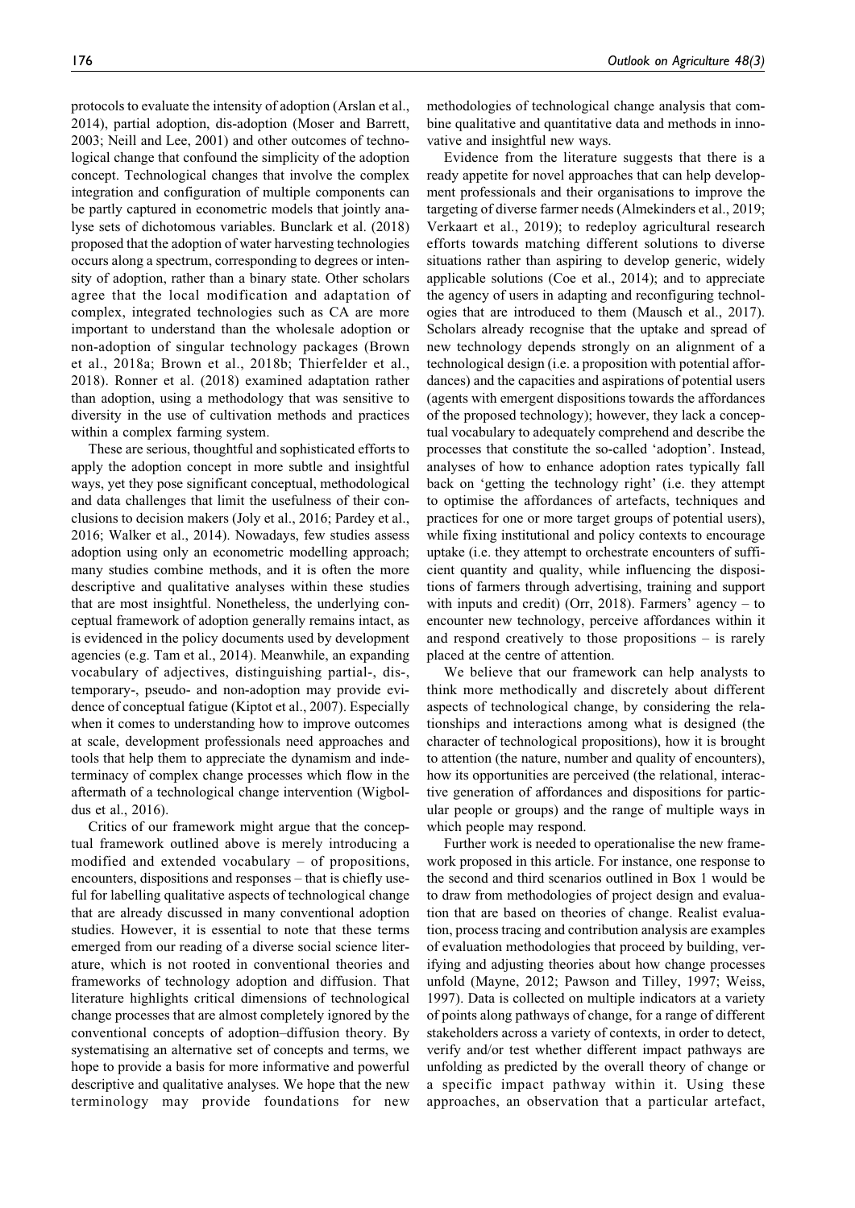protocols to evaluate the intensity of adoption (Arslan et al., 2014), partial adoption, dis-adoption (Moser and Barrett, 2003; Neill and Lee, 2001) and other outcomes of technological change that confound the simplicity of the adoption concept. Technological changes that involve the complex integration and configuration of multiple components can be partly captured in econometric models that jointly analyse sets of dichotomous variables. Bunclark et al. (2018) proposed that the adoption of water harvesting technologies occurs along a spectrum, corresponding to degrees or intensity of adoption, rather than a binary state. Other scholars agree that the local modification and adaptation of complex, integrated technologies such as CA are more important to understand than the wholesale adoption or non-adoption of singular technology packages (Brown et al., 2018a; Brown et al., 2018b; Thierfelder et al., 2018). Ronner et al. (2018) examined adaptation rather than adoption, using a methodology that was sensitive to diversity in the use of cultivation methods and practices within a complex farming system.

These are serious, thoughtful and sophisticated efforts to apply the adoption concept in more subtle and insightful ways, yet they pose significant conceptual, methodological and data challenges that limit the usefulness of their conclusions to decision makers (Joly et al., 2016; Pardey et al., 2016; Walker et al., 2014). Nowadays, few studies assess adoption using only an econometric modelling approach; many studies combine methods, and it is often the more descriptive and qualitative analyses within these studies that are most insightful. Nonetheless, the underlying conceptual framework of adoption generally remains intact, as is evidenced in the policy documents used by development agencies (e.g. Tam et al., 2014). Meanwhile, an expanding vocabulary of adjectives, distinguishing partial-, dis-, temporary-, pseudo- and non-adoption may provide evidence of conceptual fatigue (Kiptot et al., 2007). Especially when it comes to understanding how to improve outcomes at scale, development professionals need approaches and tools that help them to appreciate the dynamism and indeterminacy of complex change processes which flow in the aftermath of a technological change intervention (Wigboldus et al., 2016).

Critics of our framework might argue that the conceptual framework outlined above is merely introducing a modified and extended vocabulary – of propositions, encounters, dispositions and responses – that is chiefly useful for labelling qualitative aspects of technological change that are already discussed in many conventional adoption studies. However, it is essential to note that these terms emerged from our reading of a diverse social science literature, which is not rooted in conventional theories and frameworks of technology adoption and diffusion. That literature highlights critical dimensions of technological change processes that are almost completely ignored by the conventional concepts of adoption–diffusion theory. By systematising an alternative set of concepts and terms, we hope to provide a basis for more informative and powerful descriptive and qualitative analyses. We hope that the new terminology may provide foundations for new methodologies of technological change analysis that combine qualitative and quantitative data and methods in innovative and insightful new ways.

Evidence from the literature suggests that there is a ready appetite for novel approaches that can help development professionals and their organisations to improve the targeting of diverse farmer needs (Almekinders et al., 2019; Verkaart et al., 2019); to redeploy agricultural research efforts towards matching different solutions to diverse situations rather than aspiring to develop generic, widely applicable solutions (Coe et al., 2014); and to appreciate the agency of users in adapting and reconfiguring technologies that are introduced to them (Mausch et al., 2017). Scholars already recognise that the uptake and spread of new technology depends strongly on an alignment of a technological design (i.e. a proposition with potential affordances) and the capacities and aspirations of potential users (agents with emergent dispositions towards the affordances of the proposed technology); however, they lack a conceptual vocabulary to adequately comprehend and describe the processes that constitute the so-called 'adoption'. Instead, analyses of how to enhance adoption rates typically fall back on 'getting the technology right' (i.e. they attempt to optimise the affordances of artefacts, techniques and practices for one or more target groups of potential users), while fixing institutional and policy contexts to encourage uptake (i.e. they attempt to orchestrate encounters of sufficient quantity and quality, while influencing the dispositions of farmers through advertising, training and support with inputs and credit) (Orr, 2018). Farmers' agency – to encounter new technology, perceive affordances within it and respond creatively to those propositions – is rarely placed at the centre of attention.

We believe that our framework can help analysts to think more methodically and discretely about different aspects of technological change, by considering the relationships and interactions among what is designed (the character of technological propositions), how it is brought to attention (the nature, number and quality of encounters), how its opportunities are perceived (the relational, interactive generation of affordances and dispositions for particular people or groups) and the range of multiple ways in which people may respond.

Further work is needed to operationalise the new framework proposed in this article. For instance, one response to the second and third scenarios outlined in Box 1 would be to draw from methodologies of project design and evaluation that are based on theories of change. Realist evaluation, process tracing and contribution analysis are examples of evaluation methodologies that proceed by building, verifying and adjusting theories about how change processes unfold (Mayne, 2012; Pawson and Tilley, 1997; Weiss, 1997). Data is collected on multiple indicators at a variety of points along pathways of change, for a range of different stakeholders across a variety of contexts, in order to detect, verify and/or test whether different impact pathways are unfolding as predicted by the overall theory of change or a specific impact pathway within it. Using these approaches, an observation that a particular artefact,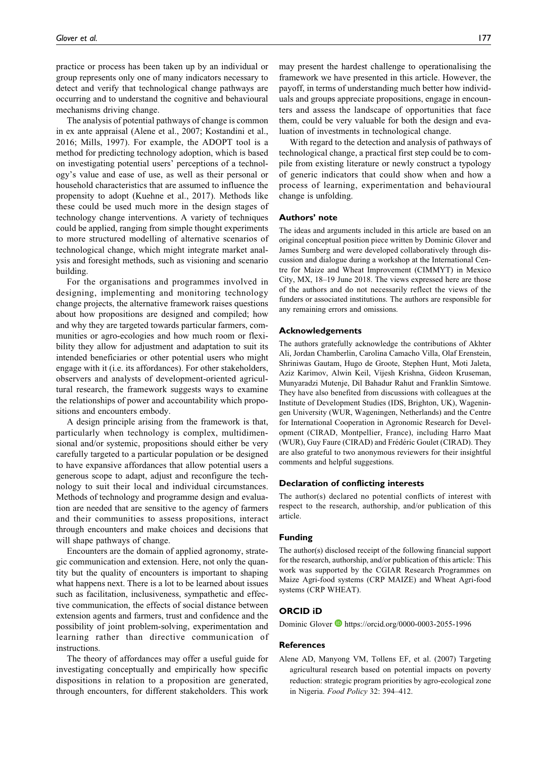practice or process has been taken up by an individual or group represents only one of many indicators necessary to detect and verify that technological change pathways are occurring and to understand the cognitive and behavioural mechanisms driving change.

The analysis of potential pathways of change is common in ex ante appraisal (Alene et al., 2007; Kostandini et al., 2016; Mills, 1997). For example, the ADOPT tool is a method for predicting technology adoption, which is based on investigating potential users' perceptions of a technology's value and ease of use, as well as their personal or household characteristics that are assumed to influence the propensity to adopt (Kuehne et al., 2017). Methods like these could be used much more in the design stages of technology change interventions. A variety of techniques could be applied, ranging from simple thought experiments to more structured modelling of alternative scenarios of technological change, which might integrate market analysis and foresight methods, such as visioning and scenario building.

For the organisations and programmes involved in designing, implementing and monitoring technology change projects, the alternative framework raises questions about how propositions are designed and compiled; how and why they are targeted towards particular farmers, communities or agro-ecologies and how much room or flexibility they allow for adjustment and adaptation to suit its intended beneficiaries or other potential users who might engage with it (i.e. its affordances). For other stakeholders, observers and analysts of development-oriented agricultural research, the framework suggests ways to examine the relationships of power and accountability which propositions and encounters embody.

A design principle arising from the framework is that, particularly when technology is complex, multidimensional and/or systemic, propositions should either be very carefully targeted to a particular population or be designed to have expansive affordances that allow potential users a generous scope to adapt, adjust and reconfigure the technology to suit their local and individual circumstances. Methods of technology and programme design and evaluation are needed that are sensitive to the agency of farmers and their communities to assess propositions, interact through encounters and make choices and decisions that will shape pathways of change.

Encounters are the domain of applied agronomy, strategic communication and extension. Here, not only the quantity but the quality of encounters is important to shaping what happens next. There is a lot to be learned about issues such as facilitation, inclusiveness, sympathetic and effective communication, the effects of social distance between extension agents and farmers, trust and confidence and the possibility of joint problem-solving, experimentation and learning rather than directive communication of instructions.

The theory of affordances may offer a useful guide for investigating conceptually and empirically how specific dispositions in relation to a proposition are generated, through encounters, for different stakeholders. This work may present the hardest challenge to operationalising the framework we have presented in this article. However, the payoff, in terms of understanding much better how individuals and groups appreciate propositions, engage in encounters and assess the landscape of opportunities that face them, could be very valuable for both the design and evaluation of investments in technological change.

With regard to the detection and analysis of pathways of technological change, a practical first step could be to compile from existing literature or newly construct a typology of generic indicators that could show when and how a process of learning, experimentation and behavioural change is unfolding.

## Authors' note

The ideas and arguments included in this article are based on an original conceptual position piece written by Dominic Glover and James Sumberg and were developed collaboratively through discussion and dialogue during a workshop at the International Centre for Maize and Wheat Improvement (CIMMYT) in Mexico City, MX, 18–19 June 2018. The views expressed here are those of the authors and do not necessarily reflect the views of the funders or associated institutions. The authors are responsible for any remaining errors and omissions.

## Acknowledgements

The authors gratefully acknowledge the contributions of Akhter Ali, Jordan Chamberlin, Carolina Camacho Villa, Olaf Erenstein, Shriniwas Gautam, Hugo de Groote, Stephen Hunt, Moti Jaleta, Aziz Karimov, Alwin Keil, Vijesh Krishna, Gideon Kruseman, Munyaradzi Mutenje, Dil Bahadur Rahut and Franklin Simtowe. They have also benefited from discussions with colleagues at the Institute of Development Studies (IDS, Brighton, UK), Wageningen University (WUR, Wageningen, Netherlands) and the Centre for International Cooperation in Agronomic Research for Development (CIRAD, Montpellier, France), including Harro Maat (WUR), Guy Faure (CIRAD) and Frédéric Goulet (CIRAD). They are also grateful to two anonymous reviewers for their insightful comments and helpful suggestions.

## Declaration of conflicting interests

The author(s) declared no potential conflicts of interest with respect to the research, authorship, and/or publication of this article.

## Funding

The author(s) disclosed receipt of the following financial support for the research, authorship, and/or publication of this article: This work was supported by the CGIAR Research Programmes on Maize Agri-food systems (CRP MAIZE) and Wheat Agri-food systems (CRP WHEAT).

## ORCID iD

Dominic Glover https://orcid.org/0000-0003-2055-1996

## References

Alene AD, Manyong VM, Tollens EF, et al. (2007) Targeting agricultural research based on potential impacts on poverty reduction: strategic program priorities by agro-ecological zone in Nigeria. *Food Policy* 32: 394–412.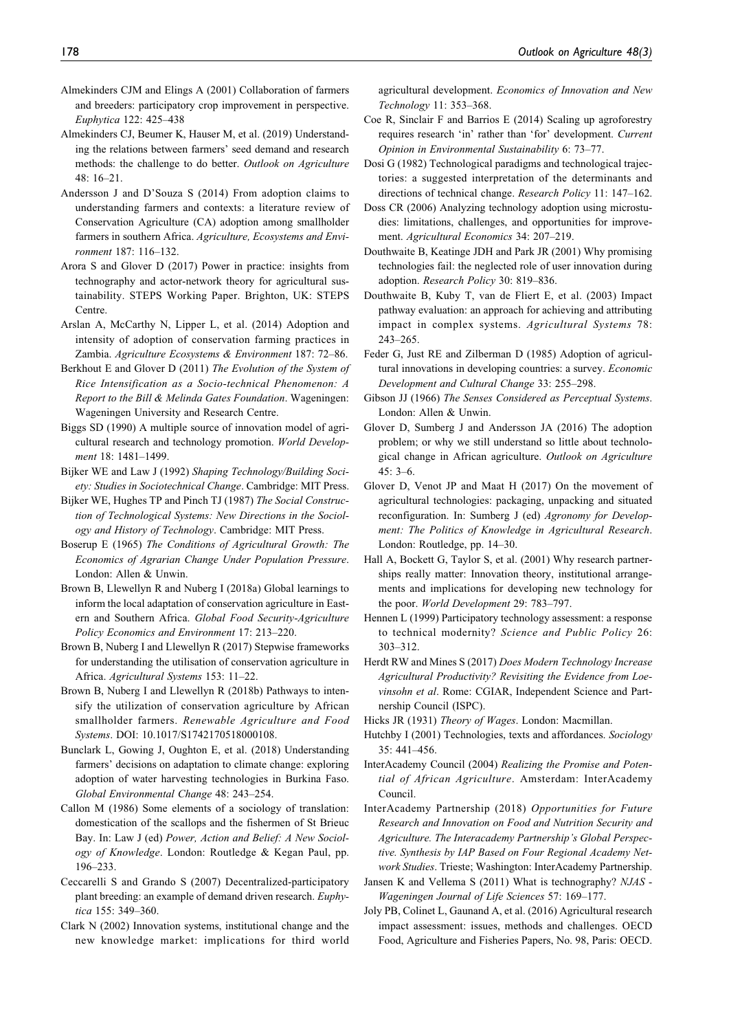Almekinders CJM and Elings A (2001) Collaboration of farmers and breeders: participatory crop improvement in perspective. *Euphytica* 122: 425–438

Almekinders CJ, Beumer K, Hauser M, et al. (2019) Understanding the relations between farmers' seed demand and research methods: the challenge to do better. *Outlook on Agriculture* 48: 16–21.

Andersson J and D'Souza S (2014) From adoption claims to understanding farmers and contexts: a literature review of Conservation Agriculture (CA) adoption among smallholder farmers in southern Africa. *Agriculture, Ecosystems and Environment* 187: 116–132.

Arora S and Glover D (2017) Power in practice: insights from technography and actor-network theory for agricultural sustainability. STEPS Working Paper. Brighton, UK: STEPS Centre.

Arslan A, McCarthy N, Lipper L, et al. (2014) Adoption and intensity of adoption of conservation farming practices in Zambia. *Agriculture Ecosystems & Environment* 187: 72–86.

Berkhout E and Glover D (2011) *The Evolution of the System of Rice Intensification as a Socio-technical Phenomenon: A Report to the Bill & Melinda Gates Foundation*. Wageningen: Wageningen University and Research Centre.

Biggs SD (1990) A multiple source of innovation model of agricultural research and technology promotion. *World Development* 18: 1481–1499.

Bijker WE and Law J (1992) *Shaping Technology/Building Society: Studies in Sociotechnical Change*. Cambridge: MIT Press.

Bijker WE, Hughes TP and Pinch TJ (1987) *The Social Construction of Technological Systems: New Directions in the Sociology and History of Technology*. Cambridge: MIT Press.

Boserup E (1965) *The Conditions of Agricultural Growth: The Economics of Agrarian Change Under Population Pressure*. London: Allen & Unwin.

Brown B, Llewellyn R and Nuberg I (2018a) Global learnings to inform the local adaptation of conservation agriculture in Eastern and Southern Africa. *Global Food Security-Agriculture Policy Economics and Environment* 17: 213–220.

Brown B, Nuberg I and Llewellyn R (2017) Stepwise frameworks for understanding the utilisation of conservation agriculture in Africa. *Agricultural Systems* 153: 11–22.

Brown B, Nuberg I and Llewellyn R (2018b) Pathways to intensify the utilization of conservation agriculture by African smallholder farmers. *Renewable Agriculture and Food Systems*. DOI: 10.1017/S1742170518000108.

Bunclark L, Gowing J, Oughton E, et al. (2018) Understanding farmers' decisions on adaptation to climate change: exploring adoption of water harvesting technologies in Burkina Faso. *Global Environmental Change* 48: 243–254.

Callon M (1986) Some elements of a sociology of translation: domestication of the scallops and the fishermen of St Brieuc Bay. In: Law J (ed) *Power, Action and Belief: A New Sociology of Knowledge*. London: Routledge & Kegan Paul, pp. 196–233.

Ceccarelli S and Grando S (2007) Decentralized-participatory plant breeding: an example of demand driven research. *Euphytica* 155: 349–360.

Clark N (2002) Innovation systems, institutional change and the new knowledge market: implications for third world agricultural development. *Economics of Innovation and New Technology* 11: 353–368.

Coe R, Sinclair F and Barrios E (2014) Scaling up agroforestry requires research 'in' rather than 'for' development. *Current Opinion in Environmental Sustainability* 6: 73–77.

Dosi G (1982) Technological paradigms and technological trajectories: a suggested interpretation of the determinants and directions of technical change. *Research Policy* 11: 147–162.

Doss CR (2006) Analyzing technology adoption using microstudies: limitations, challenges, and opportunities for improvement. *Agricultural Economics* 34: 207–219.

Douthwaite B, Keatinge JDH and Park JR (2001) Why promising technologies fail: the neglected role of user innovation during adoption. *Research Policy* 30: 819–836.

Douthwaite B, Kuby T, van de Fliert E, et al. (2003) Impact pathway evaluation: an approach for achieving and attributing impact in complex systems. *Agricultural Systems* 78: 243–265.

Feder G, Just RE and Zilberman D (1985) Adoption of agricultural innovations in developing countries: a survey. *Economic Development and Cultural Change* 33: 255–298.

Gibson JJ (1966) *The Senses Considered as Perceptual Systems*. London: Allen & Unwin.

Glover D, Sumberg J and Andersson JA (2016) The adoption problem; or why we still understand so little about technological change in African agriculture. *Outlook on Agriculture* 45: 3–6.

Glover D, Venot JP and Maat H (2017) On the movement of agricultural technologies: packaging, unpacking and situated reconfiguration. In: Sumberg J (ed) *Agronomy for Development: The Politics of Knowledge in Agricultural Research*. London: Routledge, pp. 14–30.

Hall A, Bockett G, Taylor S, et al. (2001) Why research partnerships really matter: Innovation theory, institutional arrangements and implications for developing new technology for the poor. *World Development* 29: 783–797.

Hennen L (1999) Participatory technology assessment: a response to technical modernity? *Science and Public Policy* 26: 303–312.

Herdt RW and Mines S (2017) *Does Modern Technology Increase Agricultural Productivity? Revisiting the Evidence from Loevinsohn et al*. Rome: CGIAR, Independent Science and Partnership Council (ISPC).

Hicks JR (1931) *Theory of Wages*. London: Macmillan.

Hutchby I (2001) Technologies, texts and affordances. *Sociology* 35: 441–456.

InterAcademy Council (2004) *Realizing the Promise and Potential of African Agriculture*. Amsterdam: InterAcademy Council.

InterAcademy Partnership (2018) *Opportunities for Future Research and Innovation on Food and Nutrition Security and Agriculture. The Interacademy Partnership's Global Perspective. Synthesis by IAP Based on Four Regional Academy Network Studies*. Trieste; Washington: InterAcademy Partnership.

Jansen K and Vellema S (2011) What is technography? *NJAS - Wageningen Journal of Life Sciences* 57: 169–177.

Joly PB, Colinet L, Gaunand A, et al. (2016) Agricultural research impact assessment: issues, methods and challenges. OECD Food, Agriculture and Fisheries Papers, No. 98, Paris: OECD.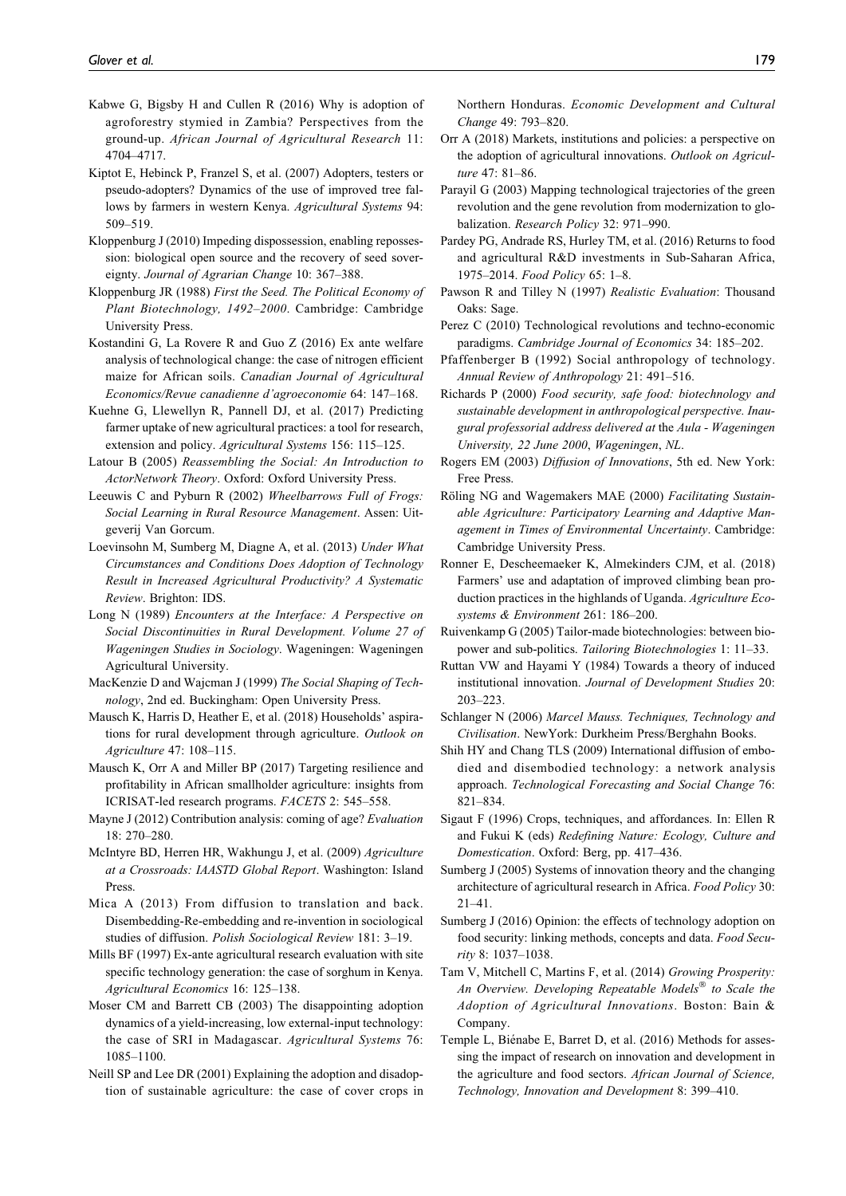Kabwe G, Bigsby H and Cullen R (2016) Why is adoption of agroforestry stymied in Zambia? Perspectives from the ground-up. *African Journal of Agricultural Research* 11: 4704–4717.

Kiptot E, Hebinck P, Franzel S, et al. (2007) Adopters, testers or pseudo-adopters? Dynamics of the use of improved tree fallows by farmers in western Kenya. *Agricultural Systems* 94: 509–519.

Kloppenburg J (2010) Impeding dispossession, enabling repossession: biological open source and the recovery of seed sovereignty. *Journal of Agrarian Change* 10: 367–388.

Kloppenburg JR (1988) *First the Seed. The Political Economy of Plant Biotechnology, 1492–2000*. Cambridge: Cambridge University Press.

Kostandini G, La Rovere R and Guo Z (2016) Ex ante welfare analysis of technological change: the case of nitrogen efficient maize for African soils. *Canadian Journal of Agricultural Economics/Revue canadienne d'agroeconomie* 64: 147–168.

Kuehne G, Llewellyn R, Pannell DJ, et al. (2017) Predicting farmer uptake of new agricultural practices: a tool for research, extension and policy. *Agricultural Systems* 156: 115–125.

Latour B (2005) *Reassembling the Social: An Introduction to ActorNetwork Theory*. Oxford: Oxford University Press.

Leeuwis C and Pyburn R (2002) *Wheelbarrows Full of Frogs: Social Learning in Rural Resource Management*. Assen: Uitgeverij Van Gorcum.

Loevinsohn M, Sumberg M, Diagne A, et al. (2013) *Under What Circumstances and Conditions Does Adoption of Technology Result in Increased Agricultural Productivity? A Systematic Review*. Brighton: IDS.

Long N (1989) *Encounters at the Interface: A Perspective on Social Discontinuities in Rural Development. Volume 27 of Wageningen Studies in Sociology*. Wageningen: Wageningen Agricultural University.

MacKenzie D and Wajcman J (1999) *The Social Shaping of Technology*, 2nd ed. Buckingham: Open University Press.

Mausch K, Harris D, Heather E, et al. (2018) Households' aspirations for rural development through agriculture. *Outlook on Agriculture* 47: 108–115.

Mausch K, Orr A and Miller BP (2017) Targeting resilience and profitability in African smallholder agriculture: insights from ICRISAT-led research programs. *FACETS* 2: 545–558.

Mayne J (2012) Contribution analysis: coming of age? *Evaluation* 18: 270–280.

McIntyre BD, Herren HR, Wakhungu J, et al. (2009) *Agriculture at a Crossroads: IAASTD Global Report*. Washington: Island Press.

Mica A (2013) From diffusion to translation and back. Disembedding-Re-embedding and re-invention in sociological studies of diffusion. *Polish Sociological Review* 181: 3–19.

Mills BF (1997) Ex-ante agricultural research evaluation with site specific technology generation: the case of sorghum in Kenya. *Agricultural Economics* 16: 125–138.

Moser CM and Barrett CB (2003) The disappointing adoption dynamics of a yield-increasing, low external-input technology: the case of SRI in Madagascar. *Agricultural Systems* 76: 1085–1100.

Neill SP and Lee DR (2001) Explaining the adoption and disadoption of sustainable agriculture: the case of cover crops in Northern Honduras. *Economic Development and Cultural Change* 49: 793–820.

Orr A (2018) Markets, institutions and policies: a perspective on the adoption of agricultural innovations. *Outlook on Agriculture* 47: 81–86.

Parayil G (2003) Mapping technological trajectories of the green revolution and the gene revolution from modernization to globalization. *Research Policy* 32: 971–990.

Pardey PG, Andrade RS, Hurley TM, et al. (2016) Returns to food and agricultural R&D investments in Sub-Saharan Africa, 1975–2014. *Food Policy* 65: 1–8.

Pawson R and Tilley N (1997) *Realistic Evaluation*: Thousand Oaks: Sage.

Perez C (2010) Technological revolutions and techno-economic paradigms. *Cambridge Journal of Economics* 34: 185–202.

Pfaffenberger B (1992) Social anthropology of technology. *Annual Review of Anthropology* 21: 491–516.

Richards P (2000) *Food security, safe food: biotechnology and sustainable development in anthropological perspective. Inaugural professorial address delivered at* the *Aula - Wageningen University, 22 June 2000*, *Wageningen*, *NL*.

Rogers EM (2003) *Diffusion of Innovations*, 5th ed. New York: Free Press.

Röling NG and Wagemakers MAE (2000) *Facilitating Sustainable Agriculture: Participatory Learning and Adaptive Management in Times of Environmental Uncertainty*. Cambridge: Cambridge University Press.

Ronner E, Descheemaeker K, Almekinders CJM, et al. (2018) Farmers' use and adaptation of improved climbing bean production practices in the highlands of Uganda. *Agriculture Ecosystems & Environment* 261: 186–200.

Ruivenkamp G (2005) Tailor-made biotechnologies: between biopower and sub-politics. *Tailoring Biotechnologies* 1: 11–33.

Ruttan VW and Hayami Y (1984) Towards a theory of induced institutional innovation. *Journal of Development Studies* 20: 203–223.

Schlanger N (2006) *Marcel Mauss. Techniques, Technology and Civilisation*. NewYork: Durkheim Press/Berghahn Books.

Shih HY and Chang TLS (2009) International diffusion of embodied and disembodied technology: a network analysis approach. *Technological Forecasting and Social Change* 76: 821–834.

Sigaut F (1996) Crops, techniques, and affordances. In: Ellen R and Fukui K (eds) *Redefining Nature: Ecology, Culture and Domestication*. Oxford: Berg, pp. 417–436.

Sumberg J (2005) Systems of innovation theory and the changing architecture of agricultural research in Africa. *Food Policy* 30: 21–41.

Sumberg J (2016) Opinion: the effects of technology adoption on food security: linking methods, concepts and data. *Food Security* 8: 1037–1038.

Tam V, Mitchell C, Martins F, et al. (2014) *Growing Prosperity: An Overview. Developing Repeatable Models® to Scale the Adoption of Agricultural Innovations*. Boston: Bain & Company.

Temple L, Biénabe E, Barret D, et al. (2016) Methods for assessing the impact of research on innovation and development in the agriculture and food sectors. *African Journal of Science, Technology, Innovation and Development* 8: 399–410.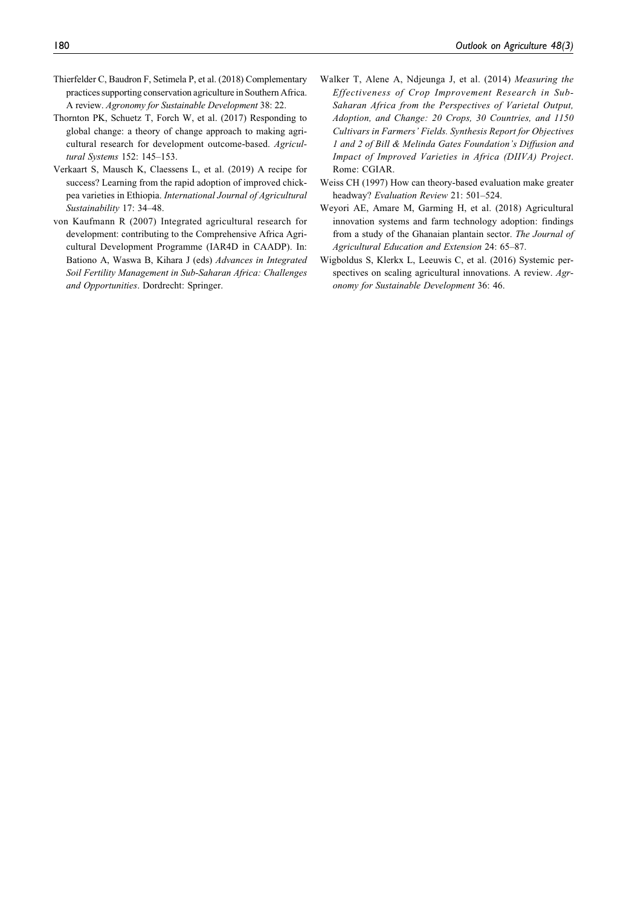Thierfelder C, Baudron F, Setimela P, et al. (2018) Complementary practices supporting conservation agriculture in Southern Africa. A review. *Agronomy for Sustainable Development* 38: 22.

Thornton PK, Schuetz T, Forch W, et al. (2017) Responding to global change: a theory of change approach to making agricultural research for development outcome-based. *Agricultural Systems* 152: 145–153.

Verkaart S, Mausch K, Claessens L, et al. (2019) A recipe for success? Learning from the rapid adoption of improved chickpea varieties in Ethiopia. *International Journal of Agricultural Sustainability* 17: 34–48.

von Kaufmann R (2007) Integrated agricultural research for development: contributing to the Comprehensive Africa Agricultural Development Programme (IAR4D in CAADP). In: Bationo A, Waswa B, Kihara J (eds) *Advances in Integrated Soil Fertility Management in Sub-Saharan Africa: Challenges and Opportunities*. Dordrecht: Springer.

Walker T, Alene A, Ndjeunga J, et al. (2014) *Measuring the Effectiveness of Crop Improvement Research in Sub-Saharan Africa from the Perspectives of Varietal Output, Adoption, and Change: 20 Crops, 30 Countries, and 1150 Cultivars in Farmers' Fields. Synthesis Report for Objectives 1 and 2 of Bill & Melinda Gates Foundation's Diffusion and Impact of Improved Varieties in Africa (DIIVA) Project*. Rome: CGIAR.

Weiss CH (1997) How can theory-based evaluation make greater headway? *Evaluation Review* 21: 501–524.

Weyori AE, Amare M, Garming H, et al. (2018) Agricultural innovation systems and farm technology adoption: findings from a study of the Ghanaian plantain sector. *The Journal of Agricultural Education and Extension* 24: 65–87.

Wigboldus S, Klerkx L, Leeuwis C, et al. (2016) Systemic perspectives on scaling agricultural innovations. A review. *Agronomy for Sustainable Development* 36: 46.